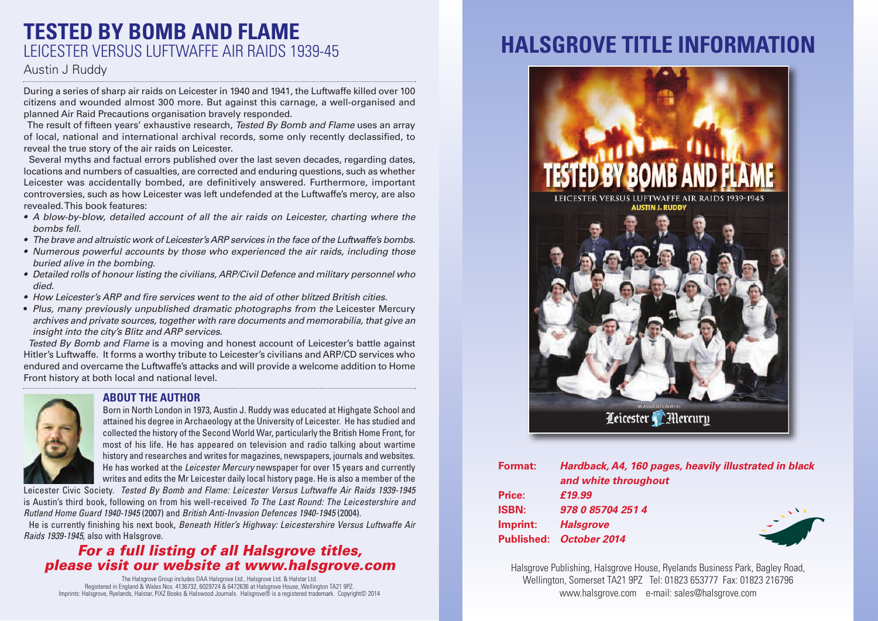# TESTED BY BOMB AND FLAME

## LEICESTER VERSUS LUFTWAFFE AIR RAIDS 1939-45

Austin J Ruddy

During a series of sharp air raids on Leicester in 1940 and 1941, the Luftwaffe killed over 100 citizens and wounded almost 300 more. But against this carnage, a well-organised and planned Air Raid Precautions organisation bravely responded.

The result of fifteen years' exhaustive research, *Tested By Bomb and Flame* uses an array of local, national and international archival records, some only recently declassified, to reveal the true story of the air raids on Leicester.

Several myths and factual errors published over the last seven decades, regarding dates, locations and numbers of casualties, are corrected and enduring questions, such as whether Leicester was accidentally bombed, are definitively answered. Furthermore, important controversies, such as how Leicester was left undefended at the Luftwaffe's mercy, are also revealed. This book features:

- *A blow-by-blow, detailed account of all the air raids on Leicester, charting where the bombs fell.*
- *The brave and altruistic work of Leicester's ARP services in the face of the Luftwaffe's bombs.*
- *Numerous powerful accounts by those who experienced the air raids, including those buried alive in the bombing.*
- *Detailed rolls of honour listing the civilians, ARP/Civil Defence and military personnel who died.*
- *How Leicester's ARP and fire services went to the aid of other blitzed British cities.*
- *Plus, many previously unpublished dramatic photographs from the* Leicester Mercury *archives and private sources, together with rare documents and memorabilia, that give an insight into the city's Blitz and ARP services.*

*Tested By Bomb and Flame* is a moving and honest account of Leicester's battle against Hitler's Luftwaffe. It forms a worthy tribute to Leicester's civilians and ARP/CD services who endured and overcame the Luftwaffe's attacks and will provide a welcome addition to Home Front history at both local and national level.

### ABOUT THE AUTHOR

Born in North London in 1973, Austin J. Ruddy was educated at Highgate School and attained his degree in Archaeology at the University of Leicester. He has studied and collected the history of the Second World War, particularly the British Home Front, for most of his life. He has appeared on television and radio talking about wartime history and researches and writes for magazines, newspapers, journals and websites. He has worked at the *Leicester Mercury* newspaper for over 15 years and currently writes and edits the Mr Leicester daily local history page. He is also a member of the Leicester Civic Society. *Tested By Bomb and Flame: Leicester Versus Luftwaffe Air Raids 1939-1945* is Austin's third book, following on from his well-received *To The Last Round: The Leicestershire and Rutland Home Guard 1940-1945* (2007) and *British Anti-Invasion Defences 1940-1945* (2004).

He is currently finishing his next book, *Beneath Hitler's Highway: Leicestershire Versus Luftwaffe Air Raids 1939-1945*, also with Halsgrove.

***For a full listing of all Halsgrove titles, please visit our website at www.halsgrove.com***

The Halsgrove Group includes DAA Halsgrove Ltd., Halsgrove Ltd. & Halstar Ltd.
Registered in England & Wales Nos. 4136732, 6029724 & 6472636 at Halsgrove House, Wellington TA21 9PZ.
Imprints: Halsgrove, Ryelands, Halstar, PiXZ Books & Halswood Journals. Halsgrove® is a registered trademark. Copyright© 2014

# HALSGROVE TITLE INFORMATION

TESTED BY BOMB AND FLAME
LEICESTER VERSUS LUFTWAFFE AIR RAIDS 1939-1945
AUSTIN J. RUDDY
IN ASSOCIATION WITH Leicester Mercury

**Format:** ***Hardback, A4, 160 pages, heavily illustrated in black and white throughout***
**Price:** ***£19.99***
**ISBN:** ***978 0 85704 251 4***
**Imprint:** ***Halsgrove***
**Published:** ***October 2014***

Halsgrove Publishing, Halsgrove House, Ryelands Business Park, Bagley Road, Wellington, Somerset TA21 9PZ Tel: 01823 653777 Fax: 01823 216796
www.halsgrove.com e-mail: sales@halsgrove.com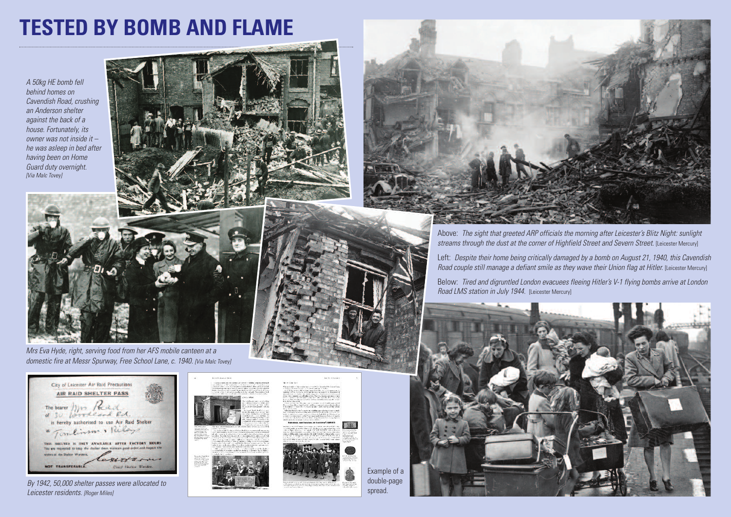# TESTED BY BOMB AND FLAME

*A 50kg HE bomb fell behind homes on Cavendish Road, crushing an Anderson shelter against the back of a house. Fortunately, its owner was not inside it – he was asleep in bed after having been on Home Guard duty overnight. [Via Malc Tovey]*

*Mrs Eva Hyde, right, serving food from her AFS mobile canteen at a domestic fire at Messr Spurway, Free School Lane, c. 1940. [Via Malc Tovey]*

Above: *The sight that greeted ARP officials the morning after Leicester's Blitz Night: sunlight streams through the dust at the corner of Highfield Street and Severn Street.* [Leicester Mercury]

Left: *Despite their home being critically damaged by a bomb on August 21, 1940, this Cavendish Road couple still manage a defiant smile as they wave their Union flag at Hitler.* [Leicester Mercury]

Below: *Tired and digruntled London evacuees fleeing Hitler's V-1 flying bombs arrive at London Road LMS station in July 1944.* [Leicester Mercury]

*By 1942, 50,000 shelter passes were allocated to Leicester residents. [Roger Miles]*

Example of a double-page spread.